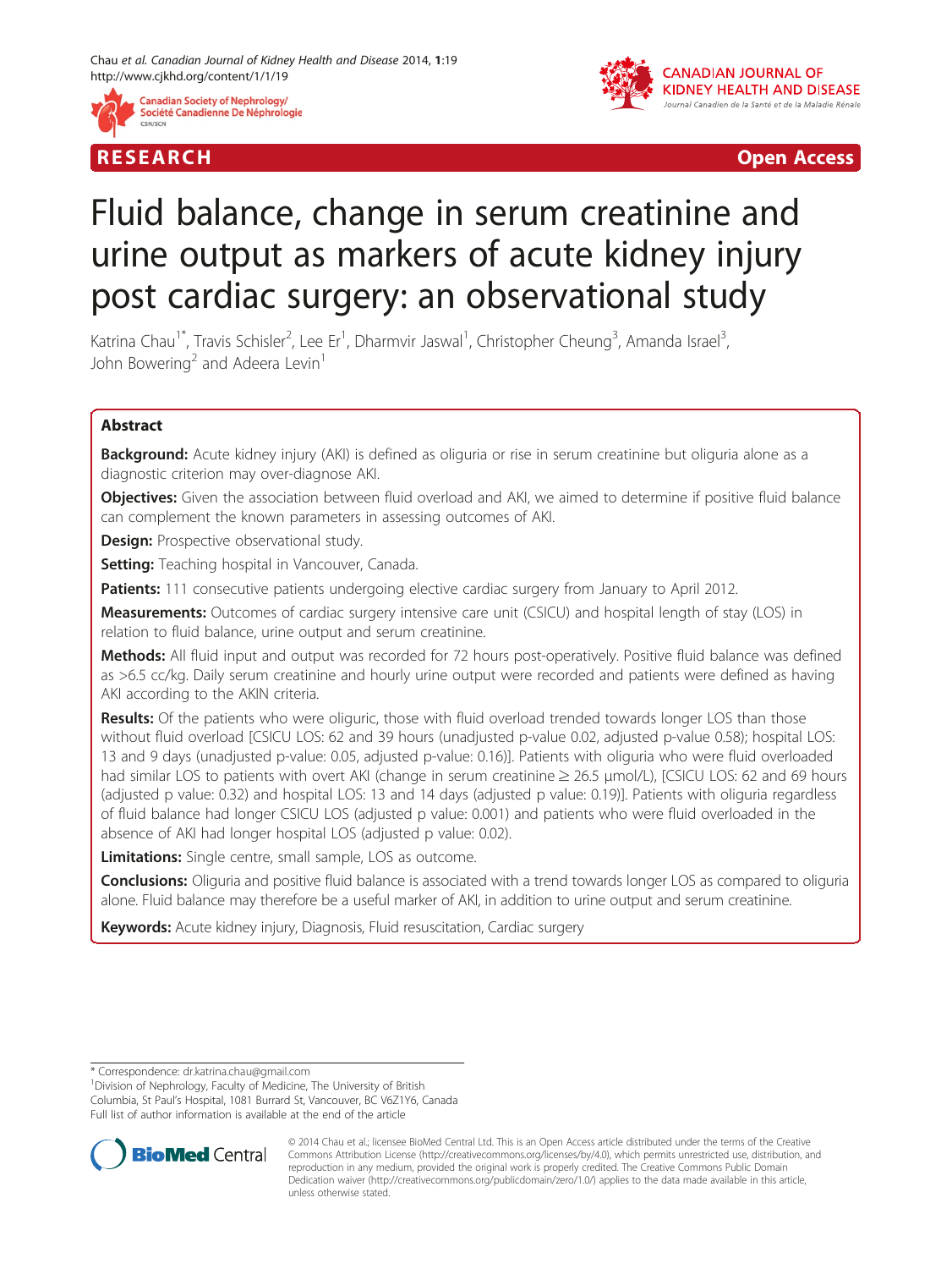RESEARCH Open Access

# Fluid balance, change in serum creatinine and urine output as markers of acute kidney injury post cardiac surgery: an observational study

Katrina Chau[1*], Travis Schisler[2], Lee Er[1], Dharmvir Jaswal[1], Christopher Cheung[3], Amanda Israel[3], John Bowering[2] and Adeera Levin[1]

## Abstract

**Background:** Acute kidney injury (AKI) is defined as oliguria or rise in serum creatinine but oliguria alone as a diagnostic criterion may over-diagnose AKI.

**Objectives:** Given the association between fluid overload and AKI, we aimed to determine if positive fluid balance can complement the known parameters in assessing outcomes of AKI.

**Design:** Prospective observational study.

**Setting:** Teaching hospital in Vancouver, Canada.

**Patients:** 111 consecutive patients undergoing elective cardiac surgery from January to April 2012.

**Measurements:** Outcomes of cardiac surgery intensive care unit (CSICU) and hospital length of stay (LOS) in relation to fluid balance, urine output and serum creatinine.

**Methods:** All fluid input and output was recorded for 72 hours post-operatively. Positive fluid balance was defined as >6.5 cc/kg. Daily serum creatinine and hourly urine output were recorded and patients were defined as having AKI according to the AKIN criteria.

**Results:** Of the patients who were oliguric, those with fluid overload trended towards longer LOS than those without fluid overload [CSICU LOS: 62 and 39 hours (unadjusted p-value 0.02, adjusted p-value 0.58); hospital LOS: 13 and 9 days (unadjusted p-value: 0.05, adjusted p-value: 0.16)]. Patients with oliguria who were fluid overloaded had similar LOS to patients with overt AKI (change in serum creatinine ≥ 26.5 μmol/L), [CSICU LOS: 62 and 69 hours (adjusted p value: 0.32) and hospital LOS: 13 and 14 days (adjusted p value: 0.19)]. Patients with oliguria regardless of fluid balance had longer CSICU LOS (adjusted p value: 0.001) and patients who were fluid overloaded in the absence of AKI had longer hospital LOS (adjusted p value: 0.02).

**Limitations:** Single centre, small sample, LOS as outcome.

**Conclusions:** Oliguria and positive fluid balance is associated with a trend towards longer LOS as compared to oliguria alone. Fluid balance may therefore be a useful marker of AKI, in addition to urine output and serum creatinine.

**Keywords:** Acute kidney injury, Diagnosis, Fluid resuscitation, Cardiac surgery

---

\* Correspondence: dr.katrina.chau@gmail.com

[1]Division of Nephrology, Faculty of Medicine, The University of British Columbia, St Paul's Hospital, 1081 Burrard St, Vancouver, BC V6Z1Y6, Canada

Full list of author information is available at the end of the article

© 2014 Chau et al.; licensee BioMed Central Ltd. This is an Open Access article distributed under the terms of the Creative Commons Attribution License (http://creativecommons.org/licenses/by/4.0), which permits unrestricted use, distribution, and reproduction in any medium, provided the original work is properly credited. The Creative Commons Public Domain Dedication waiver (http://creativecommons.org/publicdomain/zero/1.0/) applies to the data made available in this article, unless otherwise stated.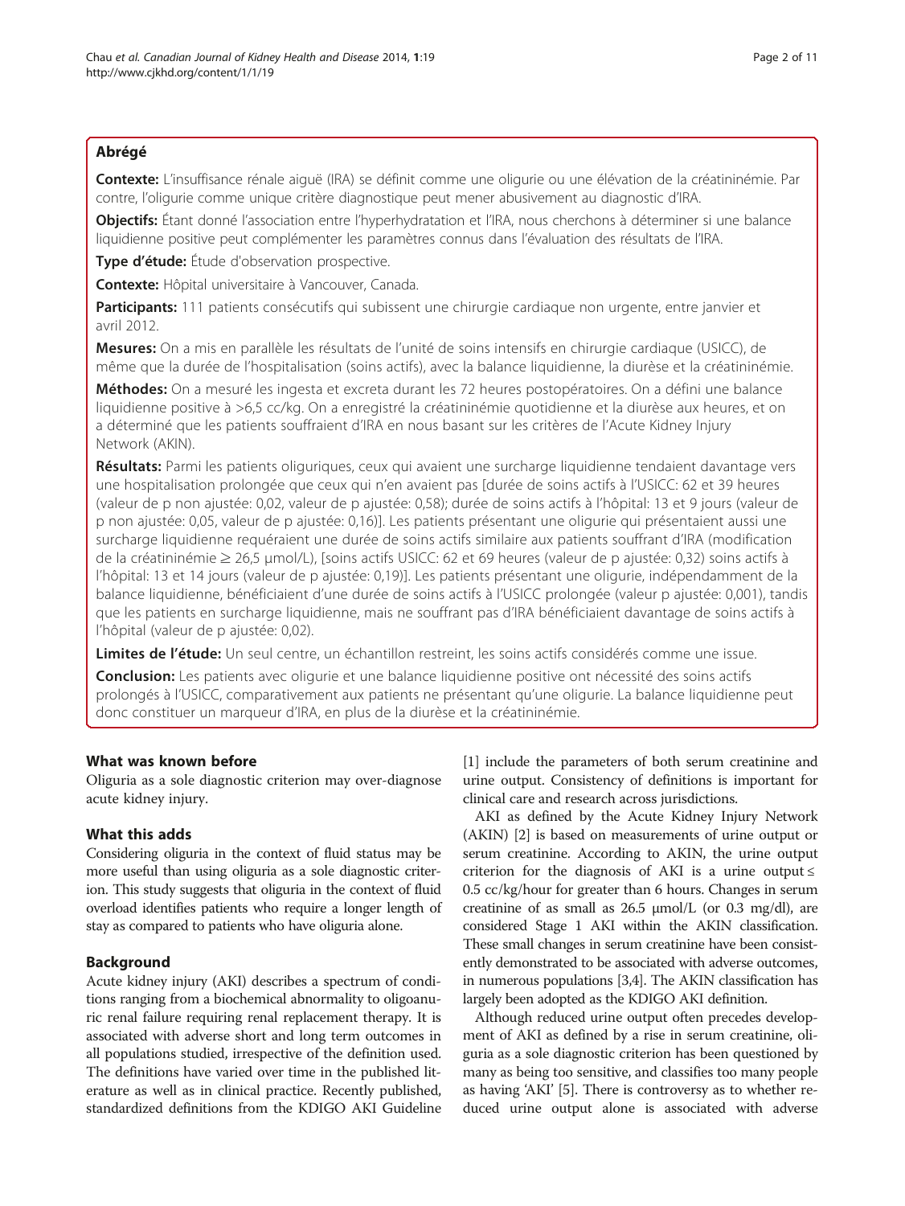## Abrégé

**Contexte:** L'insuffisance rénale aiguë (IRA) se définit comme une oligurie ou une élévation de la créatininémie. Par contre, l'oligurie comme unique critère diagnostique peut mener abusivement au diagnostic d'IRA.

**Objectifs:** Étant donné l'association entre l'hyperhydratation et l'IRA, nous cherchons à déterminer si une balance liquidienne positive peut complémenter les paramètres connus dans l'évaluation des résultats de l'IRA.

**Type d'étude:** Étude d'observation prospective.

**Contexte:** Hôpital universitaire à Vancouver, Canada.

**Participants:** 111 patients consécutifs qui subissent une chirurgie cardiaque non urgente, entre janvier et avril 2012.

**Mesures:** On a mis en parallèle les résultats de l'unité de soins intensifs en chirurgie cardiaque (USICC), de même que la durée de l'hospitalisation (soins actifs), avec la balance liquidienne, la diurèse et la créatininémie.

**Méthodes:** On a mesuré les ingesta et excreta durant les 72 heures postopératoires. On a défini une balance liquidienne positive à >6,5 cc/kg. On a enregistré la créatininémie quotidienne et la diurèse aux heures, et on a déterminé que les patients souffraient d'IRA en nous basant sur les critères de l'Acute Kidney Injury Network (AKIN).

**Résultats:** Parmi les patients oliguriques, ceux qui avaient une surcharge liquidienne tendaient davantage vers une hospitalisation prolongée que ceux qui n'en avaient pas [durée de soins actifs à l'USICC: 62 et 39 heures (valeur de p non ajustée: 0,02, valeur de p ajustée: 0,58); durée de soins actifs à l'hôpital: 13 et 9 jours (valeur de p non ajustée: 0,05, valeur de p ajustée: 0,16)]. Les patients présentant une oligurie qui présentaient aussi une surcharge liquidienne requéraient une durée de soins actifs similaire aux patients souffrant d'IRA (modification de la créatininémie ≥ 26,5 μmol/L), [soins actifs USICC: 62 et 69 heures (valeur de p ajustée: 0,32) soins actifs à l'hôpital: 13 et 14 jours (valeur de p ajustée: 0,19)]. Les patients présentant une oligurie, indépendamment de la balance liquidienne, bénéficiaient d'une durée de soins actifs à l'USICC prolongée (valeur p ajustée: 0,001), tandis que les patients en surcharge liquidienne, mais ne souffrant pas d'IRA bénéficiaient davantage de soins actifs à l'hôpital (valeur de p ajustée: 0,02).

**Limites de l'étude:** Un seul centre, un échantillon restreint, les soins actifs considérés comme une issue.

**Conclusion:** Les patients avec oligurie et une balance liquidienne positive ont nécessité des soins actifs prolongés à l'USICC, comparativement aux patients ne présentant qu'une oligurie. La balance liquidienne peut donc constituer un marqueur d'IRA, en plus de la diurèse et la créatininémie.

## What was known before

Oliguria as a sole diagnostic criterion may over-diagnose acute kidney injury.

## What this adds

Considering oliguria in the context of fluid status may be more useful than using oliguria as a sole diagnostic criterion. This study suggests that oliguria in the context of fluid overload identifies patients who require a longer length of stay as compared to patients who have oliguria alone.

## Background

Acute kidney injury (AKI) describes a spectrum of conditions ranging from a biochemical abnormality to oligoanuric renal failure requiring renal replacement therapy. It is associated with adverse short and long term outcomes in all populations studied, irrespective of the definition used. The definitions have varied over time in the published literature as well as in clinical practice. Recently published, standardized definitions from the KDIGO AKI Guideline [1] include the parameters of both serum creatinine and urine output. Consistency of definitions is important for clinical care and research across jurisdictions.

AKI as defined by the Acute Kidney Injury Network (AKIN) [2] is based on measurements of urine output or serum creatinine. According to AKIN, the urine output criterion for the diagnosis of AKI is a urine output ≤ 0.5 cc/kg/hour for greater than 6 hours. Changes in serum creatinine of as small as 26.5 μmol/L (or 0.3 mg/dl), are considered Stage 1 AKI within the AKIN classification. These small changes in serum creatinine have been consistently demonstrated to be associated with adverse outcomes, in numerous populations [3,4]. The AKIN classification has largely been adopted as the KDIGO AKI definition.

Although reduced urine output often precedes development of AKI as defined by a rise in serum creatinine, oliguria as a sole diagnostic criterion has been questioned by many as being too sensitive, and classifies too many people as having 'AKI' [5]. There is controversy as to whether reduced urine output alone is associated with adverse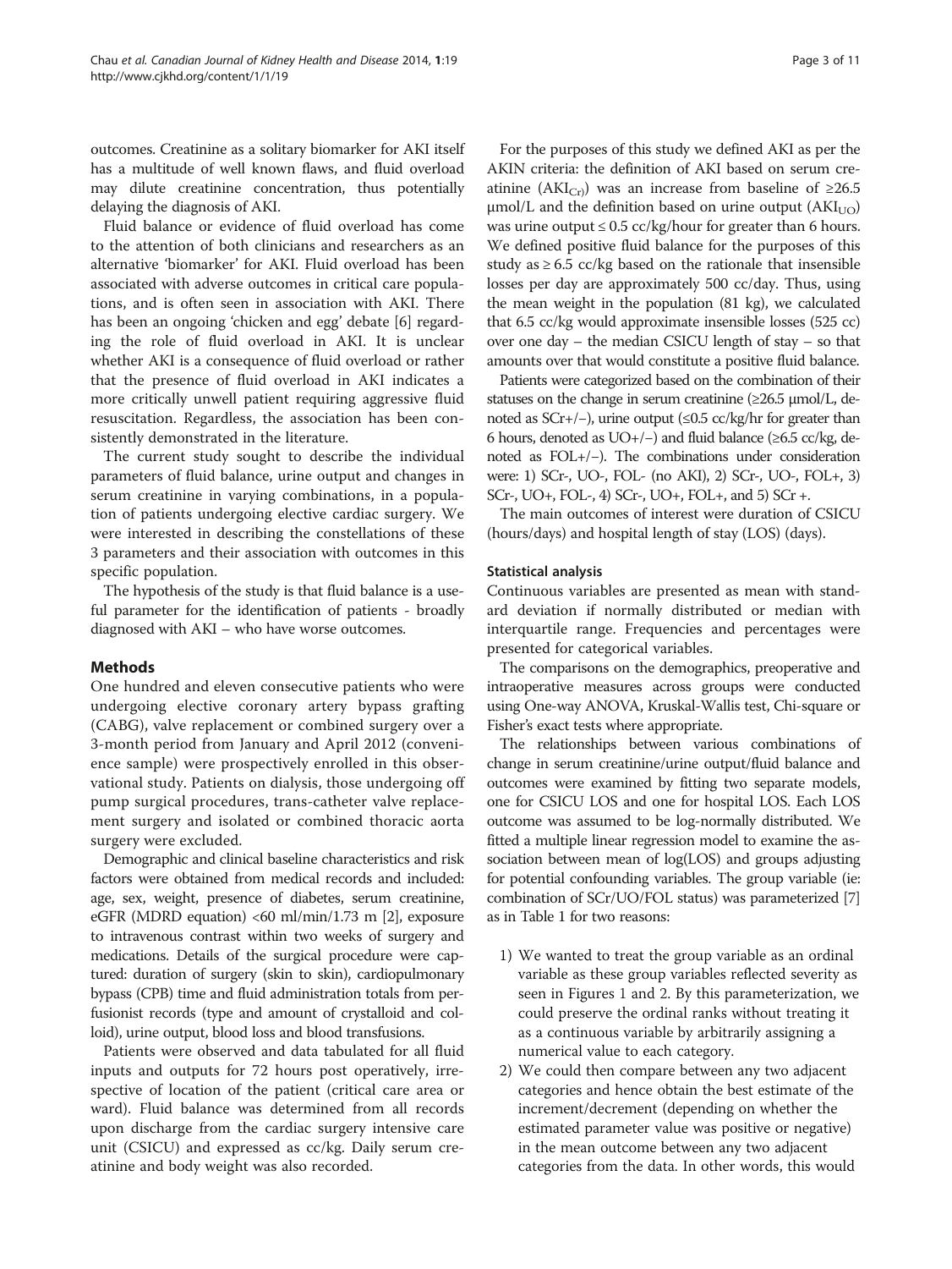outcomes. Creatinine as a solitary biomarker for AKI itself has a multitude of well known flaws, and fluid overload may dilute creatinine concentration, thus potentially delaying the diagnosis of AKI.

Fluid balance or evidence of fluid overload has come to the attention of both clinicians and researchers as an alternative 'biomarker' for AKI. Fluid overload has been associated with adverse outcomes in critical care populations, and is often seen in association with AKI. There has been an ongoing 'chicken and egg' debate [6] regarding the role of fluid overload in AKI. It is unclear whether AKI is a consequence of fluid overload or rather that the presence of fluid overload in AKI indicates a more critically unwell patient requiring aggressive fluid resuscitation. Regardless, the association has been consistently demonstrated in the literature.

The current study sought to describe the individual parameters of fluid balance, urine output and changes in serum creatinine in varying combinations, in a population of patients undergoing elective cardiac surgery. We were interested in describing the constellations of these 3 parameters and their association with outcomes in this specific population.

The hypothesis of the study is that fluid balance is a useful parameter for the identification of patients - broadly diagnosed with AKI – who have worse outcomes.

## Methods

One hundred and eleven consecutive patients who were undergoing elective coronary artery bypass grafting (CABG), valve replacement or combined surgery over a 3-month period from January and April 2012 (convenience sample) were prospectively enrolled in this observational study. Patients on dialysis, those undergoing off pump surgical procedures, trans-catheter valve replacement surgery and isolated or combined thoracic aorta surgery were excluded.

Demographic and clinical baseline characteristics and risk factors were obtained from medical records and included: age, sex, weight, presence of diabetes, serum creatinine, eGFR (MDRD equation) <60 ml/min/1.73 m [2], exposure to intravenous contrast within two weeks of surgery and medications. Details of the surgical procedure were captured: duration of surgery (skin to skin), cardiopulmonary bypass (CPB) time and fluid administration totals from perfusionist records (type and amount of crystalloid and colloid), urine output, blood loss and blood transfusions.

Patients were observed and data tabulated for all fluid inputs and outputs for 72 hours post operatively, irrespective of location of the patient (critical care area or ward). Fluid balance was determined from all records upon discharge from the cardiac surgery intensive care unit (CSICU) and expressed as cc/kg. Daily serum creatinine and body weight was also recorded.

For the purposes of this study we defined AKI as per the AKIN criteria: the definition of AKI based on serum creatinine ($AKI_{Cr}$) was an increase from baseline of ≥26.5 μmol/L and the definition based on urine output ($AKI_{UO}$) was urine output ≤ 0.5 cc/kg/hour for greater than 6 hours. We defined positive fluid balance for the purposes of this study as ≥ 6.5 cc/kg based on the rationale that insensible losses per day are approximately 500 cc/day. Thus, using the mean weight in the population (81 kg), we calculated that 6.5 cc/kg would approximate insensible losses (525 cc) over one day – the median CSICU length of stay – so that amounts over that would constitute a positive fluid balance.

Patients were categorized based on the combination of their statuses on the change in serum creatinine (≥26.5 μmol/L, denoted as SCr+/−), urine output (≤0.5 cc/kg/hr for greater than 6 hours, denoted as UO+/−) and fluid balance (≥6.5 cc/kg, denoted as FOL+/−). The combinations under consideration were: 1) SCr-, UO-, FOL- (no AKI), 2) SCr-, UO-, FOL+, 3) SCr-, UO+, FOL-, 4) SCr-, UO+, FOL+, and 5) SCr +.

The main outcomes of interest were duration of CSICU (hours/days) and hospital length of stay (LOS) (days).

### Statistical analysis

Continuous variables are presented as mean with standard deviation if normally distributed or median with interquartile range. Frequencies and percentages were presented for categorical variables.

The comparisons on the demographics, preoperative and intraoperative measures across groups were conducted using One-way ANOVA, Kruskal-Wallis test, Chi-square or Fisher's exact tests where appropriate.

The relationships between various combinations of change in serum creatinine/urine output/fluid balance and outcomes were examined by fitting two separate models, one for CSICU LOS and one for hospital LOS. Each LOS outcome was assumed to be log-normally distributed. We fitted a multiple linear regression model to examine the association between mean of log(LOS) and groups adjusting for potential confounding variables. The group variable (ie: combination of SCr/UO/FOL status) was parameterized [7] as in Table 1 for two reasons:

1) We wanted to treat the group variable as an ordinal variable as these group variables reflected severity as seen in Figures 1 and 2. By this parameterization, we could preserve the ordinal ranks without treating it as a continuous variable by arbitrarily assigning a numerical value to each category.
2) We could then compare between any two adjacent categories and hence obtain the best estimate of the increment/decrement (depending on whether the estimated parameter value was positive or negative) in the mean outcome between any two adjacent categories from the data. In other words, this would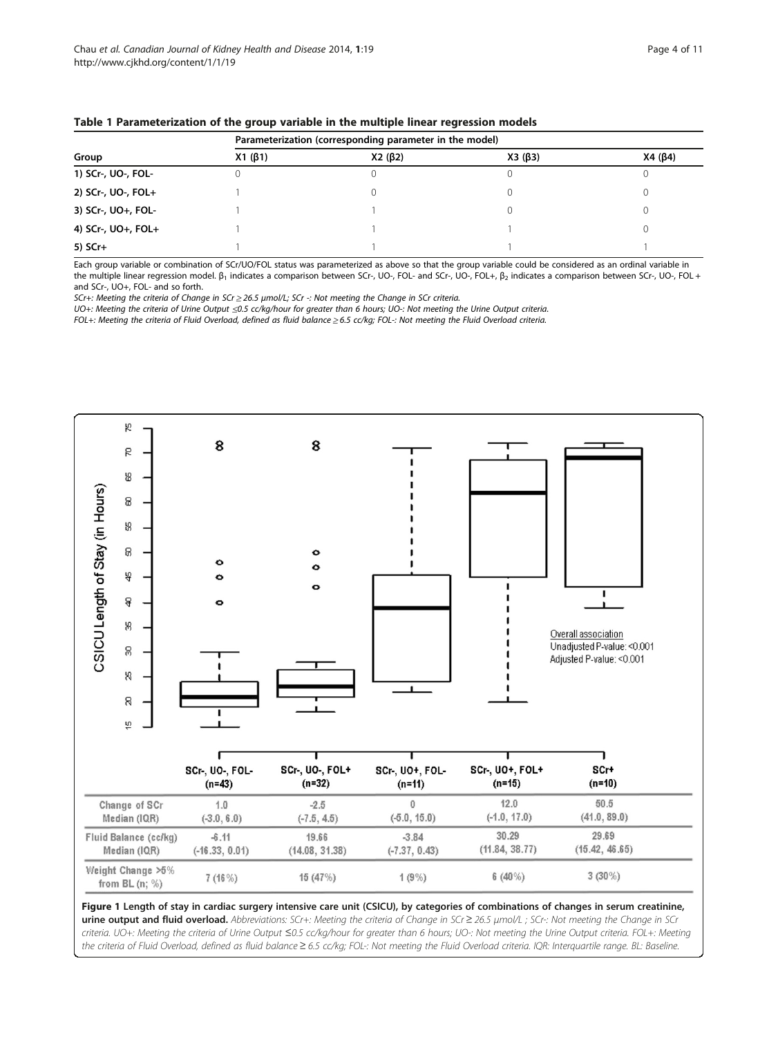**Table 1 Parameterization of the group variable in the multiple linear regression models**

| Group | Parameterization (corresponding parameter in the model) | | | |
|---|---|---|---|---|
| | X1 ($\beta_1$) | X2 ($\beta_2$) | X3 ($\beta_3$) | X4 ($\beta_4$) |
| 1) SCr-, UO-, FOL- | 0 | 0 | 0 | 0 |
| 2) SCr-, UO-, FOL+ | 1 | 0 | 0 | 0 |
| 3) SCr-, UO+, FOL- | 1 | 1 | 0 | 0 |
| 4) SCr-, UO+, FOL+ | 1 | 1 | 1 | 0 |
| 5) SCr+ | 1 | 1 | 1 | 1 |

Each group variable or combination of SCr/UO/FOL status was parameterized as above so that the group variable could be considered as an ordinal variable in the multiple linear regression model. $\beta_1$ indicates a comparison between SCr-, UO-, FOL- and SCr-, UO-, FOL+, $\beta_2$ indicates a comparison between SCr-, UO-, FOL + and SCr-, UO+, FOL- and so forth.

*SCr+: Meeting the criteria of Change in SCr ≥ 26.5 μmol/L; SCr -: Not meeting the Change in SCr criteria.*

*UO+: Meeting the criteria of Urine Output ≤0.5 cc/kg/hour for greater than 6 hours; UO-: Not meeting the Urine Output criteria.*

*FOL+: Meeting the criteria of Fluid Overload, defined as fluid balance ≥ 6.5 cc/kg; FOL-: Not meeting the Fluid Overload criteria.*

| | SCr-, UO-, FOL- (n=43) | SCr-, UO-, FOL+ (n=32) | SCr-, UO+, FOL- (n=11) | SCr-, UO+, FOL+ (n=15) | SCr+ (n=10) |
|---|---|---|---|---|---|
| Change of SCr Median (IQR) | 1.0 (-3.0, 6.0) | -2.5 (-7.5, 4.5) | 0 (-5.0, 15.0) | 12.0 (-1.0, 17.0) | 50.5 (41.0, 89.0) |
| Fluid Balance (cc/kg) Median (IQR) | -6.11 (-16.33, 0.01) | 19.66 (14.08, 31.38) | -3.84 (-7.37, 0.43) | 30.29 (11.84, 38.77) | 29.69 (15.42, 46.65) |
| Weight Change >5% from BL (n; %) | 7 (16%) | 15 (47%) | 1 (9%) | 6 (40%) | 3 (30%) |

Overall association
Unadjusted P-value: <0.001
Adjusted P-value: <0.001

**Figure 1 Length of stay in cardiac surgery intensive care unit (CSICU), by categories of combinations of changes in serum creatinine, urine output and fluid overload.** *Abbreviations: SCr+: Meeting the criteria of Change in SCr ≥ 26.5 μmol/L ; SCr-: Not meeting the Change in SCr criteria. UO+: Meeting the criteria of Urine Output ≤0.5 cc/kg/hour for greater than 6 hours; UO-: Not meeting the Urine Output criteria. FOL+: Meeting the criteria of Fluid Overload, defined as fluid balance ≥ 6.5 cc/kg; FOL-: Not meeting the Fluid Overload criteria. IQR: Interquartile range. BL: Baseline.*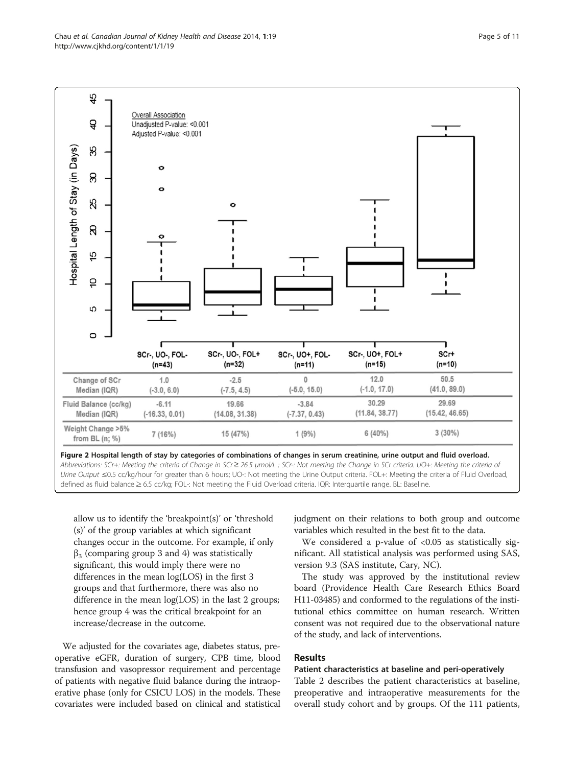| | SCr-, UO-, FOL- (n=43) | SCr-, UO-, FOL+ (n=32) | SCr-, UO+, FOL- (n=11) | SCr-, UO+, FOL+ (n=15) | SCr+ (n=10) |
|---|---|---|---|---|---|
| Change of SCr Median (IQR) | 1.0 (-3.0, 6.0) | -2.5 (-7.5, 4.5) | 0 (-5.0, 15.0) | 12.0 (-1.0, 17.0) | 50.5 (41.0, 89.0) |
| Fluid Balance (cc/kg) Median (IQR) | -6.11 (-16.33, 0.01) | 19.66 (14.08, 31.38) | -3.84 (-7.37, 0.43) | 30.29 (11.84, 38.77) | 29.69 (15.42, 46.65) |
| Weight Change >5% from BL (n; %) | 7 (16%) | 15 (47%) | 1 (9%) | 6 (40%) | 3 (30%) |

**Figure 2 Hospital length of stay by categories of combinations of changes in serum creatinine, urine output and fluid overload.** *Abbreviations: SCr+: Meeting the criteria of Change in SCr ≥ 26.5 μmol/L ; SCr-: Not meeting the Change in SCr criteria. UO+: Meeting the criteria of Urine Output ≤0.5 cc/kg/hour for greater than 6 hours; UO-: Not meeting the Urine Output criteria. FOL+: Meeting the criteria of Fluid Overload, defined as fluid balance ≥ 6.5 cc/kg; FOL-: Not meeting the Fluid Overload criteria. IQR: Interquartile range. BL: Baseline.*

allow us to identify the 'breakpoint(s)' or 'threshold (s)' of the group variables at which significant changes occur in the outcome. For example, if only $\beta_3$ (comparing group 3 and 4) was statistically significant, this would imply there were no differences in the mean log(LOS) in the first 3 groups and that furthermore, there was also no difference in the mean log(LOS) in the last 2 groups; hence group 4 was the critical breakpoint for an increase/decrease in the outcome.

We adjusted for the covariates age, diabetes status, preoperative eGFR, duration of surgery, CPB time, blood transfusion and vasopressor requirement and percentage of patients with negative fluid balance during the intraoperative phase (only for CSICU LOS) in the models. These covariates were included based on clinical and statistical judgment on their relations to both group and outcome variables which resulted in the best fit to the data.

We considered a p-value of <0.05 as statistically significant. All statistical analysis was performed using SAS, version 9.3 (SAS institute, Cary, NC).

The study was approved by the institutional review board (Providence Health Care Research Ethics Board H11-03485) and conformed to the regulations of the institutional ethics committee on human research. Written consent was not required due to the observational nature of the study, and lack of interventions.

## Results

### Patient characteristics at baseline and peri-operatively

Table 2 describes the patient characteristics at baseline, preoperative and intraoperative measurements for the overall study cohort and by groups. Of the 111 patients,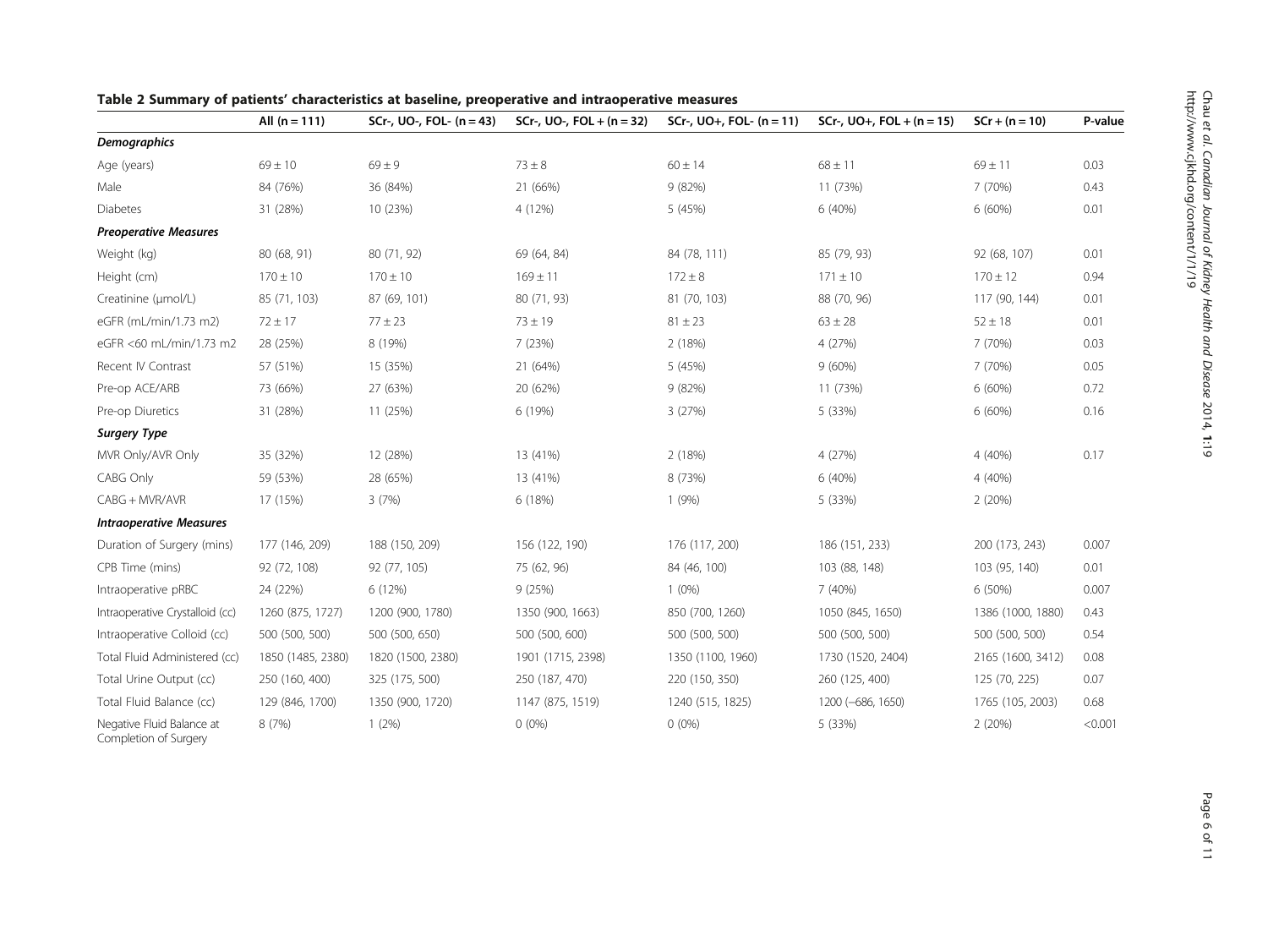**Table 2 Summary of patients' characteristics at baseline, preoperative and intraoperative measures**

| | All (n = 111) | SCr-, UO-, FOL- (n = 43) | SCr-, UO-, FOL + (n = 32) | SCr-, UO+, FOL- (n = 11) | SCr-, UO+, FOL + (n = 15) | SCr + (n = 10) | P-value |
|---|---|---|---|---|---|---|---|
| ***Demographics*** | | | | | | | |
| Age (years) | 69 ± 10 | 69 ± 9 | 73 ± 8 | 60 ± 14 | 68 ± 11 | 69 ± 11 | 0.03 |
| Male | 84 (76%) | 36 (84%) | 21 (66%) | 9 (82%) | 11 (73%) | 7 (70%) | 0.43 |
| Diabetes | 31 (28%) | 10 (23%) | 4 (12%) | 5 (45%) | 6 (40%) | 6 (60%) | 0.01 |
| ***Preoperative Measures*** | | | | | | | |
| Weight (kg) | 80 (68, 91) | 80 (71, 92) | 69 (64, 84) | 84 (78, 111) | 85 (79, 93) | 92 (68, 107) | 0.01 |
| Height (cm) | 170 ± 10 | 170 ± 10 | 169 ± 11 | 172 ± 8 | 171 ± 10 | 170 ± 12 | 0.94 |
| Creatinine (μmol/L) | 85 (71, 103) | 87 (69, 101) | 80 (71, 93) | 81 (70, 103) | 88 (70, 96) | 117 (90, 144) | 0.01 |
| eGFR (mL/min/1.73 m2) | 72 ± 17 | 77 ± 23 | 73 ± 19 | 81 ± 23 | 63 ± 28 | 52 ± 18 | 0.01 |
| eGFR <60 mL/min/1.73 m2 | 28 (25%) | 8 (19%) | 7 (23%) | 2 (18%) | 4 (27%) | 7 (70%) | 0.03 |
| Recent IV Contrast | 57 (51%) | 15 (35%) | 21 (64%) | 5 (45%) | 9 (60%) | 7 (70%) | 0.05 |
| Pre-op ACE/ARB | 73 (66%) | 27 (63%) | 20 (62%) | 9 (82%) | 11 (73%) | 6 (60%) | 0.72 |
| Pre-op Diuretics | 31 (28%) | 11 (25%) | 6 (19%) | 3 (27%) | 5 (33%) | 6 (60%) | 0.16 |
| ***Surgery Type*** | | | | | | | |
| MVR Only/AVR Only | 35 (32%) | 12 (28%) | 13 (41%) | 2 (18%) | 4 (27%) | 4 (40%) | 0.17 |
| CABG Only | 59 (53%) | 28 (65%) | 13 (41%) | 8 (73%) | 6 (40%) | 4 (40%) | |
| CABG + MVR/AVR | 17 (15%) | 3 (7%) | 6 (18%) | 1 (9%) | 5 (33%) | 2 (20%) | |
| ***Intraoperative Measures*** | | | | | | | |
| Duration of Surgery (mins) | 177 (146, 209) | 188 (150, 209) | 156 (122, 190) | 176 (117, 200) | 186 (151, 233) | 200 (173, 243) | 0.007 |
| CPB Time (mins) | 92 (72, 108) | 92 (77, 105) | 75 (62, 96) | 84 (46, 100) | 103 (88, 148) | 103 (95, 140) | 0.01 |
| Intraoperative pRBC | 24 (22%) | 6 (12%) | 9 (25%) | 1 (0%) | 7 (40%) | 6 (50%) | 0.007 |
| Intraoperative Crystalloid (cc) | 1260 (875, 1727) | 1200 (900, 1780) | 1350 (900, 1663) | 850 (700, 1260) | 1050 (845, 1650) | 1386 (1000, 1880) | 0.43 |
| Intraoperative Colloid (cc) | 500 (500, 500) | 500 (500, 650) | 500 (500, 600) | 500 (500, 500) | 500 (500, 500) | 500 (500, 500) | 0.54 |
| Total Fluid Administered (cc) | 1850 (1485, 2380) | 1820 (1500, 2380) | 1901 (1715, 2398) | 1350 (1100, 1960) | 1730 (1520, 2404) | 2165 (1600, 3412) | 0.08 |
| Total Urine Output (cc) | 250 (160, 400) | 325 (175, 500) | 250 (187, 470) | 220 (150, 350) | 260 (125, 400) | 125 (70, 225) | 0.07 |
| Total Fluid Balance (cc) | 129 (846, 1700) | 1350 (900, 1720) | 1147 (875, 1519) | 1240 (515, 1825) | 1200 (−686, 1650) | 1765 (105, 2003) | 0.68 |
| Negative Fluid Balance at Completion of Surgery | 8 (7%) | 1 (2%) | 0 (0%) | 0 (0%) | 5 (33%) | 2 (20%) | <0.001 |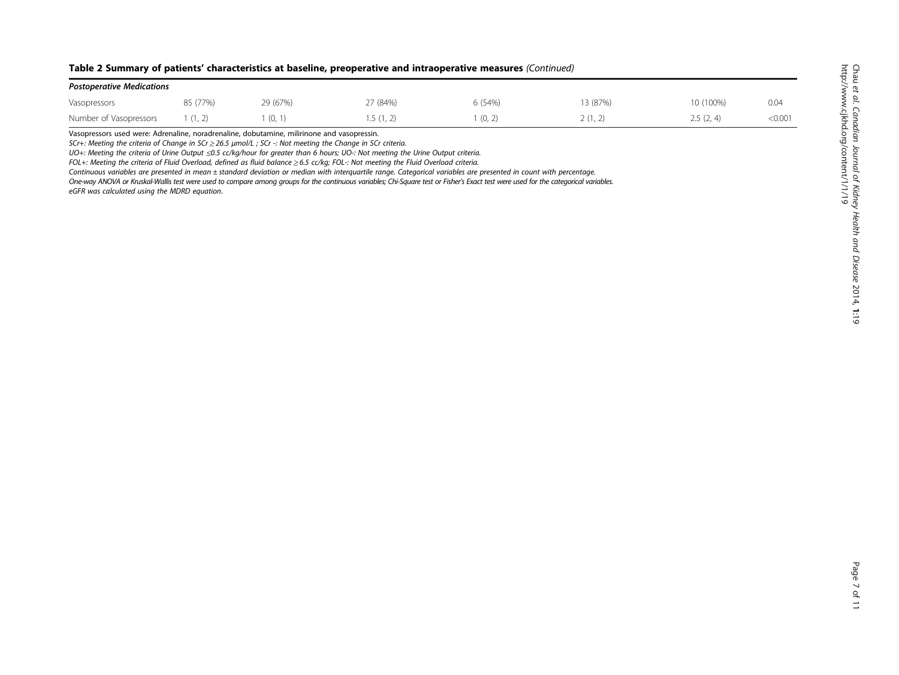**Table 2 Summary of patients' characteristics at baseline, preoperative and intraoperative measures** *(Continued)*

| | | | | | | | |
|---|---|---|---|---|---|---|---|
| ***Postoperative Medications*** | | | | | | | |
| Vasopressors | 85 (77%) | 29 (67%) | 27 (84%) | 6 (54%) | 13 (87%) | 10 (100%) | 0.04 |
| Number of Vasopressors | 1 (1, 2) | 1 (0, 1) | 1.5 (1, 2) | 1 (0, 2) | 2 (1, 2) | 2.5 (2, 4) | <0.001 |

Vasopressors used were: Adrenaline, noradrenaline, dobutamine, milirinone and vasopressin.

*SCr+: Meeting the criteria of Change in SCr ≥ 26.5 μmol/L ; SCr -: Not meeting the Change in SCr criteria.*

*UO+: Meeting the criteria of Urine Output ≤0.5 cc/kg/hour for greater than 6 hours; UO-: Not meeting the Urine Output criteria.*

*FOL+: Meeting the criteria of Fluid Overload, defined as fluid balance ≥ 6.5 cc/kg; FOL-: Not meeting the Fluid Overload criteria.*

*Continuous variables are presented in mean ± standard deviation or median with interquartile range. Categorical variables are presented in count with percentage.*

*One-way ANOVA or Kruskal-Wallis test were used to compare among groups for the continuous variables; Chi-Square test or Fisher's Exact test were used for the categorical variables.*

*eGFR was calculated using the MDRD equation.*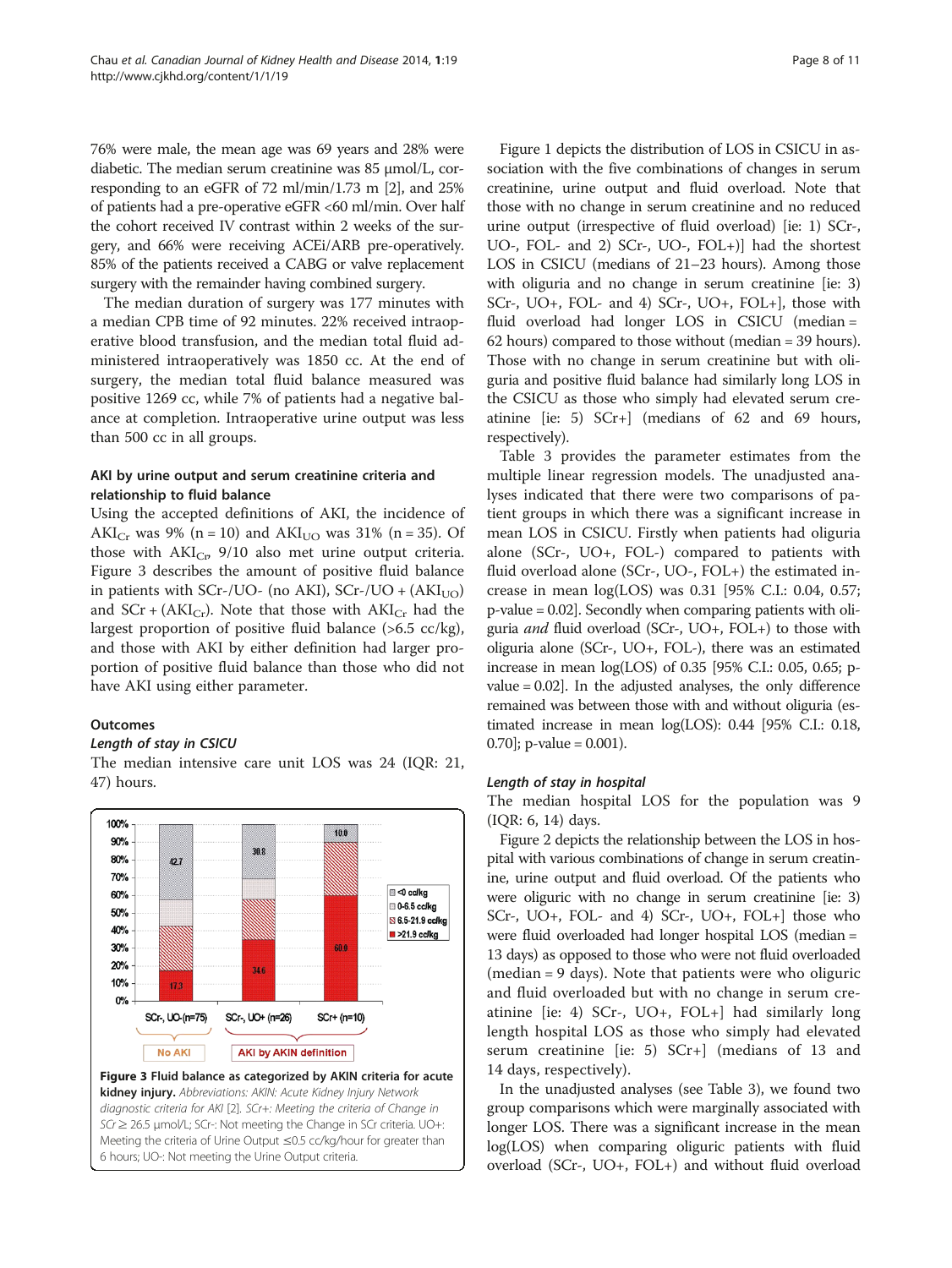76% were male, the mean age was 69 years and 28% were diabetic. The median serum creatinine was 85 μmol/L, corresponding to an eGFR of 72 ml/min/1.73 m [2], and 25% of patients had a pre-operative eGFR <60 ml/min. Over half the cohort received IV contrast within 2 weeks of the surgery, and 66% were receiving ACEi/ARB pre-operatively. 85% of the patients received a CABG or valve replacement surgery with the remainder having combined surgery.

The median duration of surgery was 177 minutes with a median CPB time of 92 minutes. 22% received intraoperative blood transfusion, and the median total fluid administered intraoperatively was 1850 cc. At the end of surgery, the median total fluid balance measured was positive 1269 cc, while 7% of patients had a negative balance at completion. Intraoperative urine output was less than 500 cc in all groups.

### AKI by urine output and serum creatinine criteria and relationship to fluid balance

Using the accepted definitions of AKI, the incidence of $AKI_{Cr}$ was 9% (n = 10) and $AKI_{UO}$ was 31% (n = 35). Of those with $AKI_{Cr}$, 9/10 also met urine output criteria. Figure 3 describes the amount of positive fluid balance in patients with SCr-/UO- (no AKI), SCr-/UO + ($AKI_{UO}$) and SCr + ($AKI_{Cr}$). Note that those with $AKI_{Cr}$ had the largest proportion of positive fluid balance (>6.5 cc/kg), and those with AKI by either definition had larger proportion of positive fluid balance than those who did not have AKI using either parameter.

### Outcomes

#### *Length of stay in CSICU*

The median intensive care unit LOS was 24 (IQR: 21, 47) hours.

**Figure 3 Fluid balance as categorized by AKIN criteria for acute kidney injury.** *Abbreviations: AKIN: Acute Kidney Injury Network diagnostic criteria for AKI [2]. SCr+: Meeting the criteria of Change in SCr ≥ 26.5 μmol/L; SCr-: Not meeting the Change in SCr criteria. UO+: Meeting the criteria of Urine Output ≤0.5 cc/kg/hour for greater than 6 hours; UO-: Not meeting the Urine Output criteria.*

Figure 1 depicts the distribution of LOS in CSICU in association with the five combinations of changes in serum creatinine, urine output and fluid overload. Note that those with no change in serum creatinine and no reduced urine output (irrespective of fluid overload) [ie: 1) SCr-, UO-, FOL- and 2) SCr-, UO-, FOL+)] had the shortest LOS in CSICU (medians of 21–23 hours). Among those with oliguria and no change in serum creatinine [ie: 3) SCr-, UO+, FOL- and 4) SCr-, UO+, FOL+], those with fluid overload had longer LOS in CSICU (median = 62 hours) compared to those without (median = 39 hours). Those with no change in serum creatinine but with oliguria and positive fluid balance had similarly long LOS in the CSICU as those who simply had elevated serum creatinine [ie: 5) SCr+] (medians of 62 and 69 hours, respectively).

Table 3 provides the parameter estimates from the multiple linear regression models. The unadjusted analyses indicated that there were two comparisons of patient groups in which there was a significant increase in mean LOS in CSICU. Firstly when patients had oliguria alone (SCr-, UO+, FOL-) compared to patients with fluid overload alone (SCr-, UO-, FOL+) the estimated increase in mean log(LOS) was 0.31 [95% C.I.: 0.04, 0.57; p-value = 0.02]. Secondly when comparing patients with oliguria *and* fluid overload (SCr-, UO+, FOL+) to those with oliguria alone (SCr-, UO+, FOL-), there was an estimated increase in mean log(LOS) of 0.35 [95% C.I.: 0.05, 0.65; p-value = 0.02]. In the adjusted analyses, the only difference remained was between those with and without oliguria (estimated increase in mean log(LOS): 0.44 [95% C.I.: 0.18, 0.70]; p-value = 0.001).

#### *Length of stay in hospital*

The median hospital LOS for the population was 9 (IQR: 6, 14) days.

Figure 2 depicts the relationship between the LOS in hospital with various combinations of change in serum creatinine, urine output and fluid overload. Of the patients who were oliguric with no change in serum creatinine [ie: 3) SCr-, UO+, FOL- and 4) SCr-, UO+, FOL+] those who were fluid overloaded had longer hospital LOS (median = 13 days) as opposed to those who were not fluid overloaded (median = 9 days). Note that patients were who oliguric and fluid overloaded but with no change in serum creatinine [ie: 4) SCr-, UO+, FOL+] had similarly long length hospital LOS as those who simply had elevated serum creatinine [ie: 5) SCr+] (medians of 13 and 14 days, respectively).

In the unadjusted analyses (see Table 3), we found two group comparisons which were marginally associated with longer LOS. There was a significant increase in the mean log(LOS) when comparing oliguric patients with fluid overload (SCr-, UO+, FOL+) and without fluid overload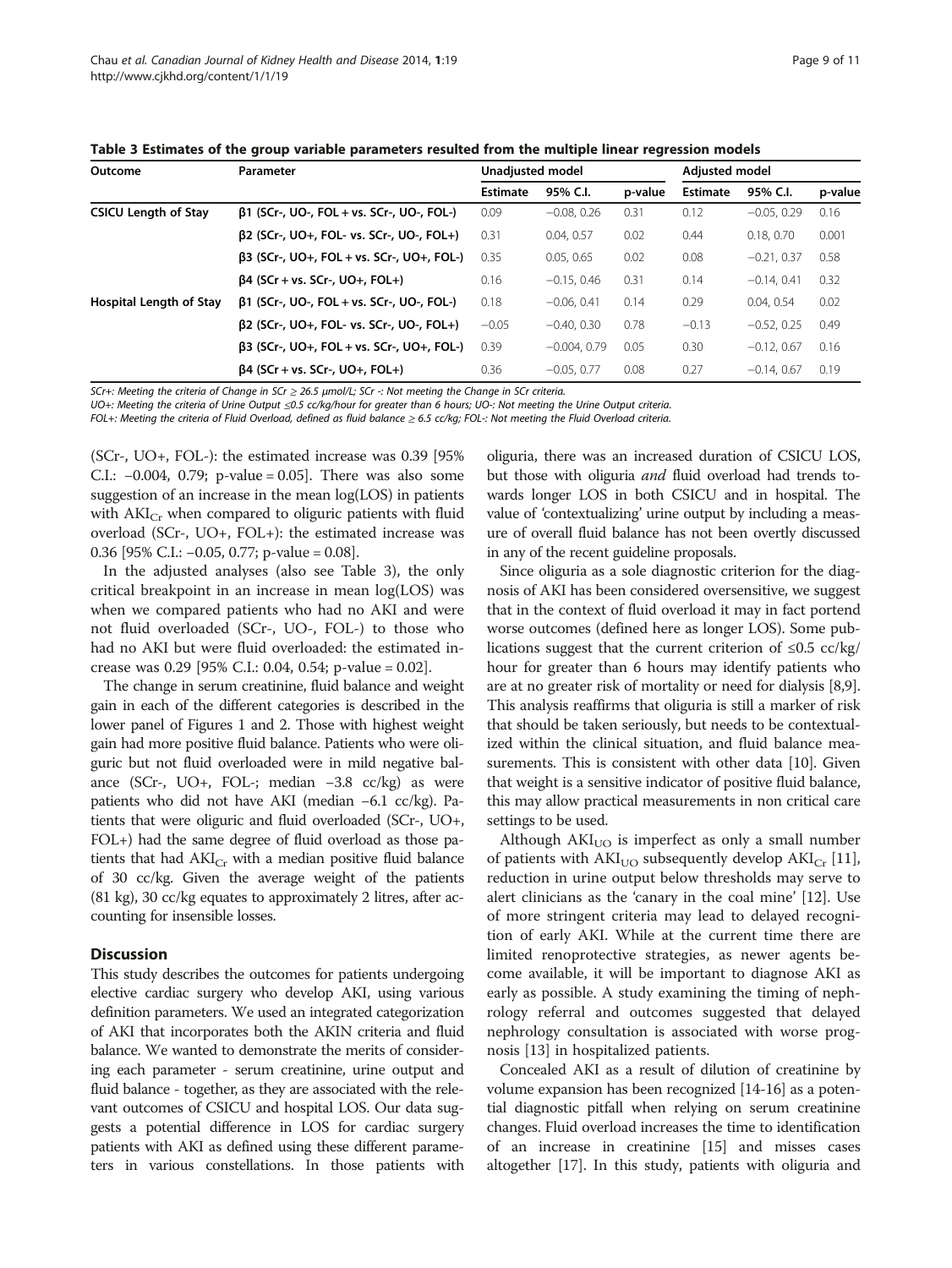**Table 3 Estimates of the group variable parameters resulted from the multiple linear regression models**

| Outcome | Parameter | Unadjusted model | | | Adjusted model | | |
|---|---|---|---|---|---|---|---|
| | | Estimate | 95% C.I. | p-value | Estimate | 95% C.I. | p-value |
| **CSICU Length of Stay** | β1 (SCr-, UO-, FOL + vs. SCr-, UO-, FOL-) | 0.09 | −0.08, 0.26 | 0.31 | 0.12 | −0.05, 0.29 | 0.16 |
| | β2 (SCr-, UO+, FOL- vs. SCr-, UO-, FOL+) | 0.31 | 0.04, 0.57 | 0.02 | 0.44 | 0.18, 0.70 | 0.001 |
| | β3 (SCr-, UO+, FOL + vs. SCr-, UO+, FOL-) | 0.35 | 0.05, 0.65 | 0.02 | 0.08 | −0.21, 0.37 | 0.58 |
| | β4 (SCr + vs. SCr-, UO+, FOL+) | 0.16 | −0.15, 0.46 | 0.31 | 0.14 | −0.14, 0.41 | 0.32 |
| **Hospital Length of Stay** | β1 (SCr-, UO-, FOL + vs. SCr-, UO-, FOL-) | 0.18 | −0.06, 0.41 | 0.14 | 0.29 | 0.04, 0.54 | 0.02 |
| | β2 (SCr-, UO+, FOL- vs. SCr-, UO-, FOL+) | −0.05 | −0.40, 0.30 | 0.78 | −0.13 | −0.52, 0.25 | 0.49 |
| | β3 (SCr-, UO+, FOL + vs. SCr-, UO+, FOL-) | 0.39 | −0.004, 0.79 | 0.05 | 0.30 | −0.12, 0.67 | 0.16 |
| | β4 (SCr + vs. SCr-, UO+, FOL+) | 0.36 | −0.05, 0.77 | 0.08 | 0.27 | −0.14, 0.67 | 0.19 |

*SCr+: Meeting the criteria of Change in SCr ≥ 26.5 μmol/L; SCr -: Not meeting the Change in SCr criteria.*
*UO+: Meeting the criteria of Urine Output ≤0.5 cc/kg/hour for greater than 6 hours; UO-: Not meeting the Urine Output criteria.*
*FOL+: Meeting the criteria of Fluid Overload, defined as fluid balance ≥ 6.5 cc/kg; FOL-: Not meeting the Fluid Overload criteria.*

(SCr-, UO+, FOL-): the estimated increase was 0.39 [95% C.I.: −0.004, 0.79; p-value = 0.05]. There was also some suggestion of an increase in the mean log(LOS) in patients with $AKI_{Cr}$ when compared to oliguric patients with fluid overload (SCr-, UO+, FOL+): the estimated increase was 0.36 [95% C.I.: −0.05, 0.77; p-value = 0.08].

In the adjusted analyses (also see Table 3), the only critical breakpoint in an increase in mean log(LOS) was when we compared patients who had no AKI and were not fluid overloaded (SCr-, UO-, FOL-) to those who had no AKI but were fluid overloaded: the estimated increase was 0.29 [95% C.I.: 0.04, 0.54; p-value = 0.02].

The change in serum creatinine, fluid balance and weight gain in each of the different categories is described in the lower panel of Figures 1 and 2. Those with highest weight gain had more positive fluid balance. Patients who were oliguric but not fluid overloaded were in mild negative balance (SCr-, UO+, FOL-; median −3.8 cc/kg) as were patients who did not have AKI (median −6.1 cc/kg). Patients that were oliguric and fluid overloaded (SCr-, UO+, FOL+) had the same degree of fluid overload as those patients that had $AKI_{Cr}$ with a median positive fluid balance of 30 cc/kg. Given the average weight of the patients (81 kg), 30 cc/kg equates to approximately 2 litres, after accounting for insensible losses.

## Discussion

This study describes the outcomes for patients undergoing elective cardiac surgery who develop AKI, using various definition parameters. We used an integrated categorization of AKI that incorporates both the AKIN criteria and fluid balance. We wanted to demonstrate the merits of considering each parameter - serum creatinine, urine output and fluid balance - together, as they are associated with the relevant outcomes of CSICU and hospital LOS. Our data suggests a potential difference in LOS for cardiac surgery patients with AKI as defined using these different parameters in various constellations. In those patients with oliguria, there was an increased duration of CSICU LOS, but those with oliguria *and* fluid overload had trends towards longer LOS in both CSICU and in hospital. The value of 'contextualizing' urine output by including a measure of overall fluid balance has not been overtly discussed in any of the recent guideline proposals.

Since oliguria as a sole diagnostic criterion for the diagnosis of AKI has been considered oversensitive, we suggest that in the context of fluid overload it may in fact portend worse outcomes (defined here as longer LOS). Some publications suggest that the current criterion of ≤0.5 cc/kg/hour for greater than 6 hours may identify patients who are at no greater risk of mortality or need for dialysis [8,9]. This analysis reaffirms that oliguria is still a marker of risk that should be taken seriously, but needs to be contextualized within the clinical situation, and fluid balance measurements. This is consistent with other data [10]. Given that weight is a sensitive indicator of positive fluid balance, this may allow practical measurements in non critical care settings to be used.

Although $AKI_{UO}$ is imperfect as only a small number of patients with $AKI_{UO}$ subsequently develop $AKI_{Cr}$ [11], reduction in urine output below thresholds may serve to alert clinicians as the 'canary in the coal mine' [12]. Use of more stringent criteria may lead to delayed recognition of early AKI. While at the current time there are limited renoprotective strategies, as newer agents become available, it will be important to diagnose AKI as early as possible. A study examining the timing of nephrology referral and outcomes suggested that delayed nephrology consultation is associated with worse prognosis [13] in hospitalized patients.

Concealed AKI as a result of dilution of creatinine by volume expansion has been recognized [14-16] as a potential diagnostic pitfall when relying on serum creatinine changes. Fluid overload increases the time to identification of an increase in creatinine [15] and misses cases altogether [17]. In this study, patients with oliguria and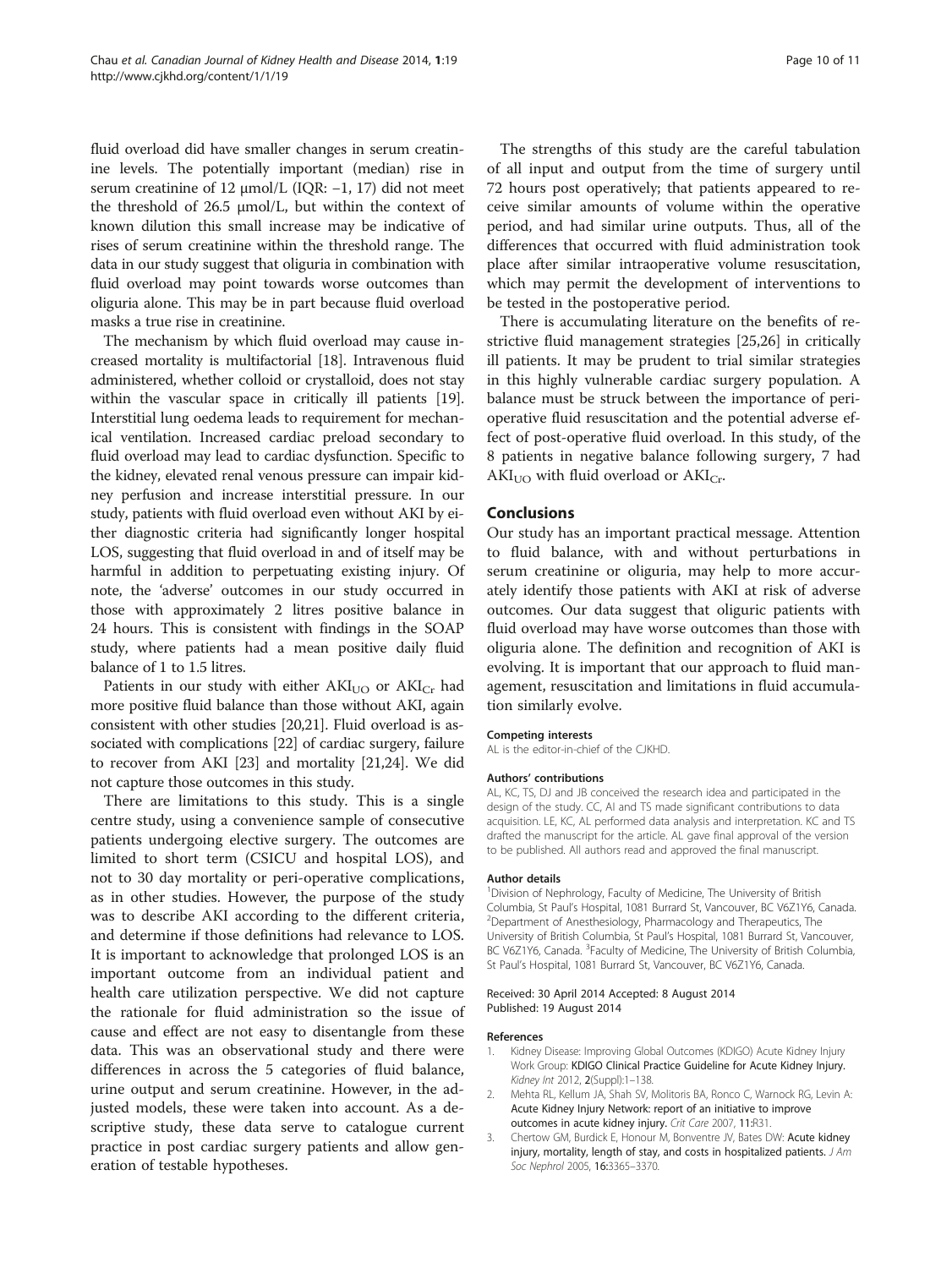fluid overload did have smaller changes in serum creatinine levels. The potentially important (median) rise in serum creatinine of 12 μmol/L (IQR: −1, 17) did not meet the threshold of 26.5 μmol/L, but within the context of known dilution this small increase may be indicative of rises of serum creatinine within the threshold range. The data in our study suggest that oliguria in combination with fluid overload may point towards worse outcomes than oliguria alone. This may be in part because fluid overload masks a true rise in creatinine.

The mechanism by which fluid overload may cause increased mortality is multifactorial [18]. Intravenous fluid administered, whether colloid or crystalloid, does not stay within the vascular space in critically ill patients [19]. Interstitial lung oedema leads to requirement for mechanical ventilation. Increased cardiac preload secondary to fluid overload may lead to cardiac dysfunction. Specific to the kidney, elevated renal venous pressure can impair kidney perfusion and increase interstitial pressure. In our study, patients with fluid overload even without AKI by either diagnostic criteria had significantly longer hospital LOS, suggesting that fluid overload in and of itself may be harmful in addition to perpetuating existing injury. Of note, the 'adverse' outcomes in our study occurred in those with approximately 2 litres positive balance in 24 hours. This is consistent with findings in the SOAP study, where patients had a mean positive daily fluid balance of 1 to 1.5 litres.

Patients in our study with either $AKI_{UO}$ or $AKI_{Cr}$ had more positive fluid balance than those without AKI, again consistent with other studies [20,21]. Fluid overload is associated with complications [22] of cardiac surgery, failure to recover from AKI [23] and mortality [21,24]. We did not capture those outcomes in this study.

There are limitations to this study. This is a single centre study, using a convenience sample of consecutive patients undergoing elective surgery. The outcomes are limited to short term (CSICU and hospital LOS), and not to 30 day mortality or peri-operative complications, as in other studies. However, the purpose of the study was to describe AKI according to the different criteria, and determine if those definitions had relevance to LOS. It is important to acknowledge that prolonged LOS is an important outcome from an individual patient and health care utilization perspective. We did not capture the rationale for fluid administration so the issue of cause and effect are not easy to disentangle from these data. This was an observational study and there were differences in across the 5 categories of fluid balance, urine output and serum creatinine. However, in the adjusted models, these were taken into account. As a descriptive study, these data serve to catalogue current practice in post cardiac surgery patients and allow generation of testable hypotheses.

The strengths of this study are the careful tabulation of all input and output from the time of surgery until 72 hours post operatively; that patients appeared to receive similar amounts of volume within the operative period, and had similar urine outputs. Thus, all of the differences that occurred with fluid administration took place after similar intraoperative volume resuscitation, which may permit the development of interventions to be tested in the postoperative period.

There is accumulating literature on the benefits of restrictive fluid management strategies [25,26] in critically ill patients. It may be prudent to trial similar strategies in this highly vulnerable cardiac surgery population. A balance must be struck between the importance of perioperative fluid resuscitation and the potential adverse effect of post-operative fluid overload. In this study, of the 8 patients in negative balance following surgery, 7 had $AKI_{UO}$ with fluid overload or $AKI_{Cr}$.

## Conclusions

Our study has an important practical message. Attention to fluid balance, with and without perturbations in serum creatinine or oliguria, may help to more accurately identify those patients with AKI at risk of adverse outcomes. Our data suggest that oliguric patients with fluid overload may have worse outcomes than those with oliguria alone. The definition and recognition of AKI is evolving. It is important that our approach to fluid management, resuscitation and limitations in fluid accumulation similarly evolve.

#### Competing interests

AL is the editor-in-chief of the CJKHD.

#### Authors' contributions

AL, KC, TS, DJ and JB conceived the research idea and participated in the design of the study. CC, AI and TS made significant contributions to data acquisition. LE, KC, AL performed data analysis and interpretation. KC and TS drafted the manuscript for the article. AL gave final approval of the version to be published. All authors read and approved the final manuscript.

#### Author details

[1]Division of Nephrology, Faculty of Medicine, The University of British Columbia, St Paul's Hospital, 1081 Burrard St, Vancouver, BC V6Z1Y6, Canada. [2]Department of Anesthesiology, Pharmacology and Therapeutics, The University of British Columbia, St Paul's Hospital, 1081 Burrard St, Vancouver, BC V6Z1Y6, Canada. [3]Faculty of Medicine, The University of British Columbia, St Paul's Hospital, 1081 Burrard St, Vancouver, BC V6Z1Y6, Canada.

Received: 30 April 2014 Accepted: 8 August 2014
Published: 19 August 2014

#### References

1. Kidney Disease: Improving Global Outcomes (KDIGO) Acute Kidney Injury Work Group: **KDIGO Clinical Practice Guideline for Acute Kidney Injury.** *Kidney Int* 2012, **2**(Suppl):1–138.
2. Mehta RL, Kellum JA, Shah SV, Molitoris BA, Ronco C, Warnock RG, Levin A: **Acute Kidney Injury Network: report of an initiative to improve outcomes in acute kidney injury.** *Crit Care* 2007, **11**:R31.
3. Chertow GM, Burdick E, Honour M, Bonventre JV, Bates DW: **Acute kidney injury, mortality, length of stay, and costs in hospitalized patients.** *J Am Soc Nephrol* 2005, **16**:3365–3370.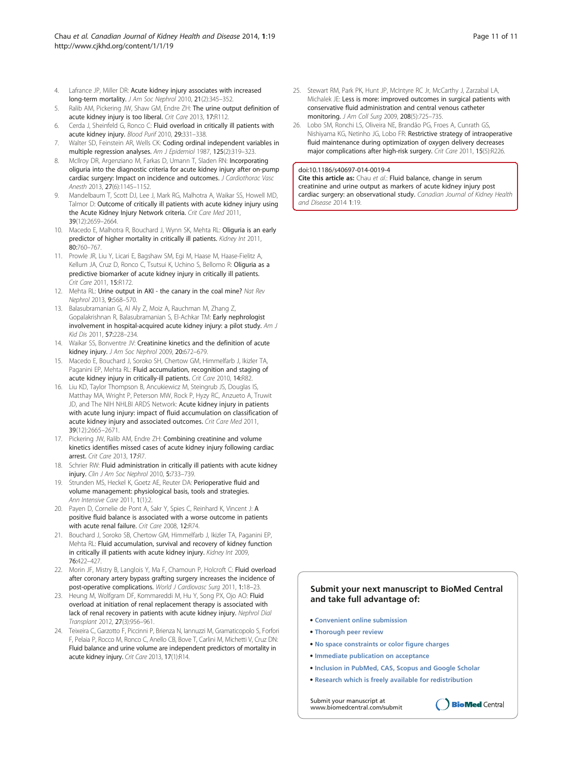4. Lafrance JP, Miller DR: **Acute kidney injury associates with increased long-term mortality.** *J Am Soc Nephrol* 2010, **21**(2):345–352.
5. Ralib AM, Pickering JW, Shaw GM, Endre ZH: **The urine output definition of acute kidney injury is too liberal.** *Crit Care* 2013, **17:**R112.
6. Cerda J, Sheinfeld G, Ronco C: **Fluid overload in critically ill patients with acute kidney injury.** *Blood Purif* 2010, **29:**331–338.
7. Walter SD, Feinstein AR, Wells CK: **Coding ordinal independent variables in multiple regression analyses.** *Am J Epidemiol* 1987, **125**(2):319–323.
8. McIlroy DR, Argenziano M, Farkas D, Umann T, Sladen RN: **Incorporating oliguria into the diagnostic criteria for acute kidney injury after on-pump cardiac surgery: Impact on incidence and outcomes.** *J Cardiothorac Vasc Anesth* 2013, **27**(6):1145–1152.
9. Mandelbaum T, Scott DJ, Lee J, Mark RG, Malhotra A, Waikar SS, Howell MD, Talmor D: **Outcome of critically ill patients with acute kidney injury using the Acute Kidney Injury Network criteria.** *Crit Care Med* 2011, **39**(12):2659–2664.
10. Macedo E, Malhotra R, Bouchard J, Wynn SK, Mehta RL: **Oliguria is an early predictor of higher mortality in critically ill patients.** *Kidney Int* 2011, **80:**760–767.
11. Prowle JR, Liu Y, Licari E, Bagshaw SM, Egi M, Haase M, Haase-Fielitz A, Kellum JA, Cruz D, Ronco C, Tsutsui K, Uchino S, Bellomo R: **Oliguria as a predictive biomarker of acute kidney injury in critically ill patients.** *Crit Care* 2011, **15:**R172.
12. Mehta RL: **Urine output in AKI - the canary in the coal mine?** *Nat Rev Nephrol* 2013, **9:**568–570.
13. Balasubramanian G, Al Aly Z, Moiz A, Rauchman M, Zhang Z, Gopalakrishnan R, Balasubramanian S, El-Achkar TM: **Early nephrologist involvement in hospital-acquired acute kidney injury: a pilot study.** *Am J Kid Dis* 2011, **57:**228–234.
14. Waikar SS, Bonventre JV: **Creatinine kinetics and the definition of acute kidney injury.** *J Am Soc Nephrol* 2009, **20:**672–679.
15. Macedo E, Bouchard J, Soroko SH, Chertow GM, Himmelfarb J, Ikizler TA, Paganini EP, Mehta RL: **Fluid accumulation, recognition and staging of acute kidney injury in critically-ill patients.** *Crit Care* 2010, **14:**R82.
16. Liu KD, Taylor Thompson B, Ancukiewicz M, Steingrub JS, Douglas IS, Matthay MA, Wright P, Peterson MW, Rock P, Hyzy RC, Anzueto A, Truwit JD, and The NIH NHLBI ARDS Network: **Acute kidney injury in patients with acute lung injury: impact of fluid accumulation on classification of acute kidney injury and associated outcomes.** *Crit Care Med* 2011, **39**(12):2665–2671.
17. Pickering JW, Ralib AM, Endre ZH: **Combining creatinine and volume kinetics identifies missed cases of acute kidney injury following cardiac arrest.** *Crit Care* 2013, **17:**R7.
18. Schrier RW: **Fluid administration in critically ill patients with acute kidney injury.** *Clin J Am Soc Nephrol* 2010, **5:**733–739.
19. Strunden MS, Heckel K, Goetz AE, Reuter DA: **Perioperative fluid and volume management: physiological basis, tools and strategies.** *Ann Intensive Care* 2011, **1**(1):2.
20. Payen D, Cornelie de Pont A, Sakr Y, Spies C, Reinhard K, Vincent J: **A positive fluid balance is associated with a worse outcome in patients with acute renal failure.** *Crit Care* 2008, **12:**R74.
21. Bouchard J, Soroko SB, Chertow GM, Himmelfarb J, Ikizler TA, Paganini EP, Mehta RL: **Fluid accumulation, survival and recovery of kidney function in critically ill patients with acute kidney injury.** *Kidney Int* 2009, **76:**422–427.
22. Morin JF, Mistry B, Langlois Y, Ma F, Chamoun P, Holcroft C: **Fluid overload after coronary artery bypass grafting surgery increases the incidence of post-operative complications.** *World J Cardiovasc Surg* 2011, **1:**18–23.
23. Heung M, Wolfgram DF, Kommareddi M, Hu Y, Song PX, Ojo AO: **Fluid overload at initiation of renal replacement therapy is associated with lack of renal recovery in patients with acute kidney injury.** *Nephrol Dial Transplant* 2012, **27**(3):956–961.
24. Teixeira C, Garzotto F, Piccinni P, Brienza N, Iannuzzi M, Gramaticopolo S, Forfori F, Pelaia P, Rocco M, Ronco C, Anello CB, Bove T, Carlini M, Michetti V, Cruz DN: **Fluid balance and urine volume are independent predictors of mortality in acute kidney injury.** *Crit Care* 2013, **17**(1):R14.
25. Stewart RM, Park PK, Hunt JP, McIntyre RC Jr, McCarthy J, Zarzabal LA, Michalek JE: **Less is more: improved outcomes in surgical patients with conservative fluid administration and central venous catheter monitoring.** *J Am Coll Surg* 2009, **208**(5):725–735.
26. Lobo SM, Ronchi LS, Oliveira NE, Brandão PG, Froes A, Cunrath GS, Nishiyama KG, Netinho JG, Lobo FR: **Restrictive strategy of intraoperative fluid maintenance during optimization of oxygen delivery decreases major complications after high-risk surgery.** *Crit Care* 2011, **15**(5):R226.

doi:10.1186/s40697-014-0019-4

**Cite this article as:** Chau *et al.*: Fluid balance, change in serum creatinine and urine output as markers of acute kidney injury post cardiac surgery: an observational study. *Canadian Journal of Kidney Health and Disease* 2014 **1**:19.

**Submit your next manuscript to BioMed Central and take full advantage of:**

- Convenient online submission
- Thorough peer review
- No space constraints or color figure charges
- Immediate publication on acceptance
- Inclusion in PubMed, CAS, Scopus and Google Scholar
- Research which is freely available for redistribution

Submit your manuscript at www.biomedcentral.com/submit

BioMed Central